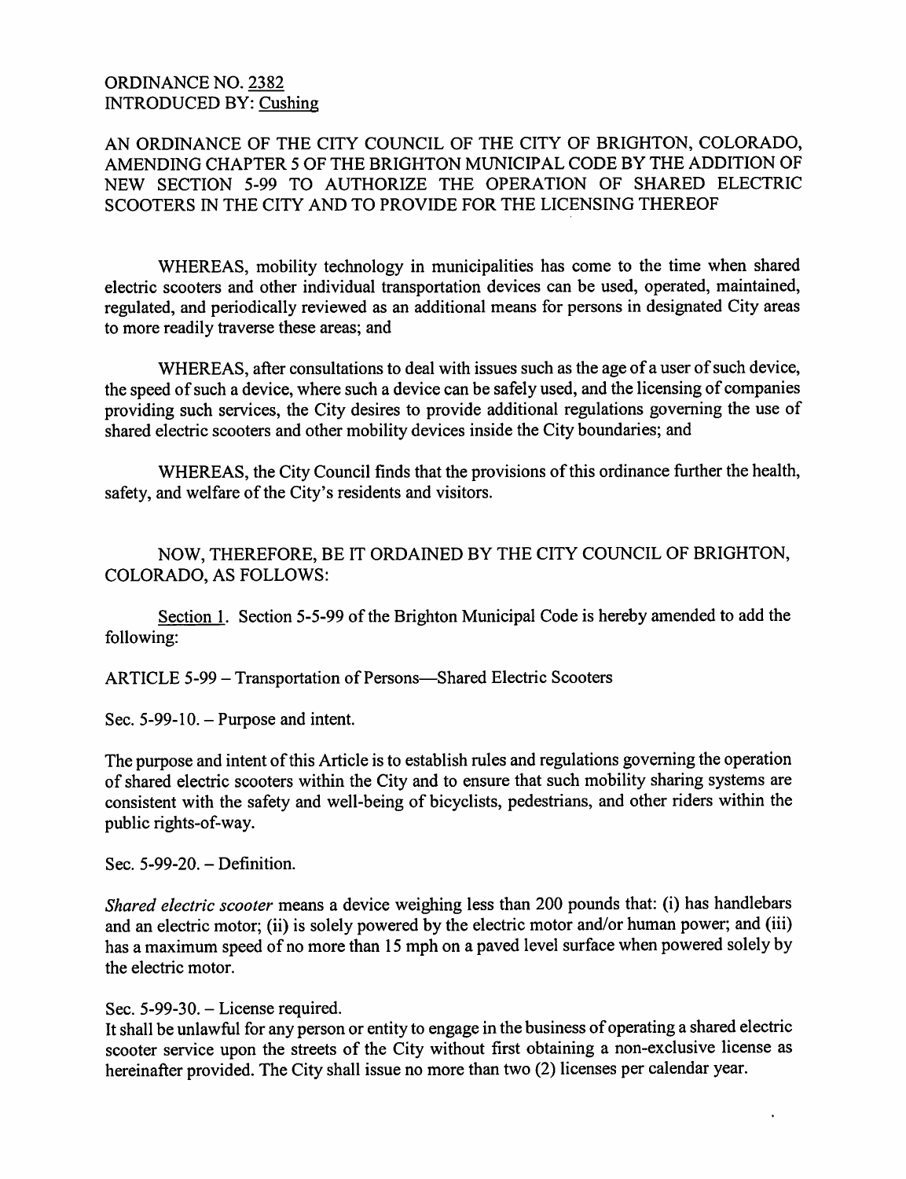ORDINANCE NO. 2382
INTRODUCED BY: Cushing

AN ORDINANCE OF THE CITY COUNCIL OF THE CITY OF BRIGHTON, COLORADO, AMENDING CHAPTER 5 OF THE BRIGHTON MUNICIPAL CODE BY THE ADDITION OF NEW SECTION 5-99 TO AUTHORIZE THE OPERATION OF SHARED ELECTRIC SCOOTERS IN THE CITY AND TO PROVIDE FOR THE LICENSING THEREOF

WHEREAS, mobility technology in municipalities has come to the time when shared electric scooters and other individual transportation devices can be used, operated, maintained, regulated, and periodically reviewed as an additional means for persons in designated City areas to more readily traverse these areas; and

WHEREAS, after consultations to deal with issues such as the age of a user of such device, the speed of such a device, where such a device can be safely used, and the licensing of companies providing such services, the City desires to provide additional regulations governing the use of shared electric scooters and other mobility devices inside the City boundaries; and

WHEREAS, the City Council finds that the provisions of this ordinance further the health, safety, and welfare of the City's residents and visitors.

NOW, THEREFORE, BE IT ORDAINED BY THE CITY COUNCIL OF BRIGHTON, COLORADO, AS FOLLOWS:

Section 1. Section 5-5-99 of the Brighton Municipal Code is hereby amended to add the following:

ARTICLE 5-99 – Transportation of Persons—Shared Electric Scooters

Sec. 5-99-10. – Purpose and intent.

The purpose and intent of this Article is to establish rules and regulations governing the operation of shared electric scooters within the City and to ensure that such mobility sharing systems are consistent with the safety and well-being of bicyclists, pedestrians, and other riders within the public rights-of-way.

Sec. 5-99-20. – Definition.

*Shared electric scooter* means a device weighing less than 200 pounds that: (i) has handlebars and an electric motor; (ii) is solely powered by the electric motor and/or human power; and (iii) has a maximum speed of no more than 15 mph on a paved level surface when powered solely by the electric motor.

Sec. 5-99-30. – License required.

It shall be unlawful for any person or entity to engage in the business of operating a shared electric scooter service upon the streets of the City without first obtaining a non-exclusive license as hereinafter provided. The City shall issue no more than two (2) licenses per calendar year.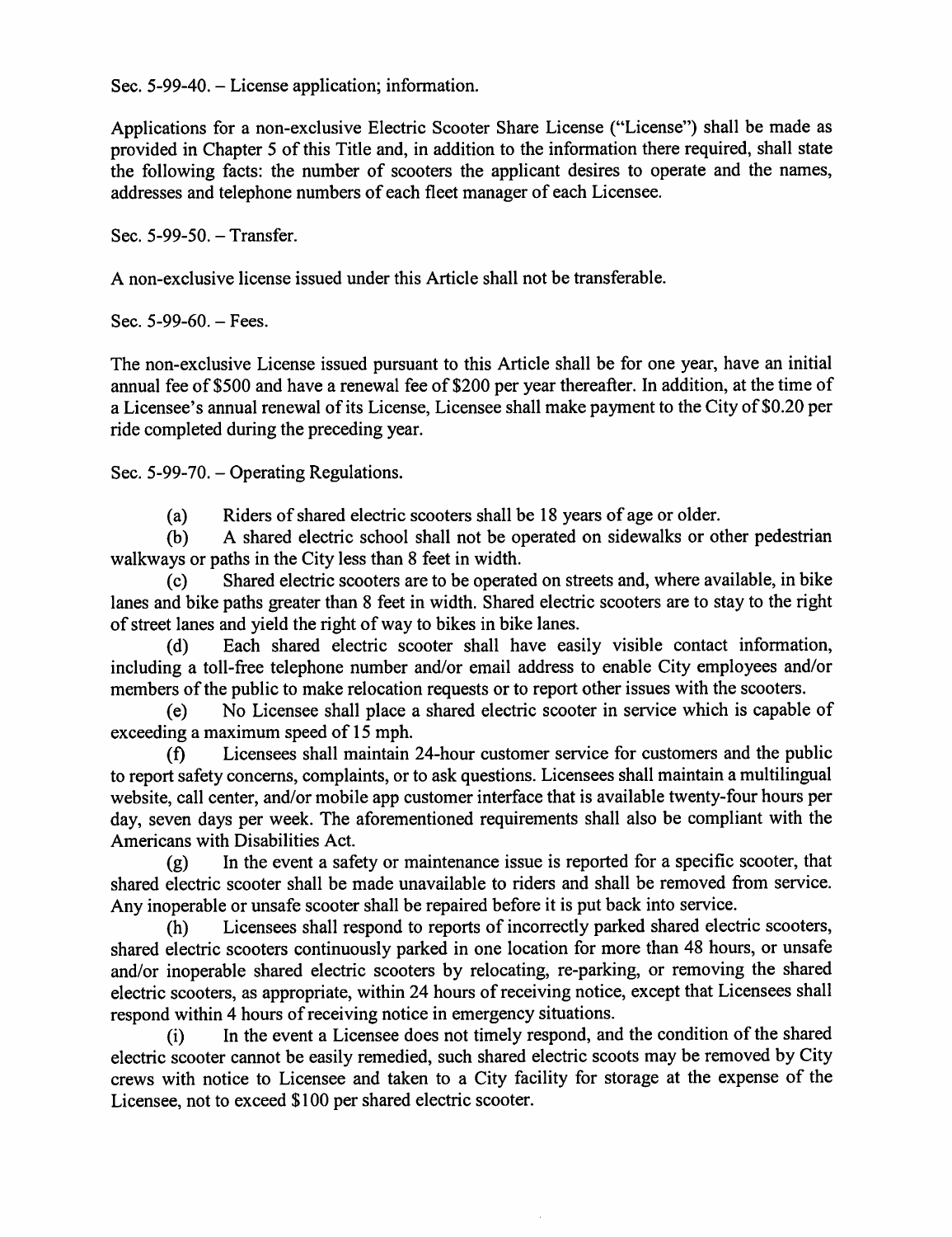Sec. 5-99-40. – License application; information.

Applications for a non-exclusive Electric Scooter Share License ("License") shall be made as provided in Chapter 5 of this Title and, in addition to the information there required, shall state the following facts: the number of scooters the applicant desires to operate and the names, addresses and telephone numbers of each fleet manager of each Licensee.

Sec. 5-99-50. – Transfer.

A non-exclusive license issued under this Article shall not be transferable.

Sec. 5-99-60. – Fees.

The non-exclusive License issued pursuant to this Article shall be for one year, have an initial annual fee of $500 and have a renewal fee of $200 per year thereafter. In addition, at the time of a Licensee's annual renewal of its License, Licensee shall make payment to the City of $0.20 per ride completed during the preceding year.

Sec. 5-99-70. – Operating Regulations.

(a) Riders of shared electric scooters shall be 18 years of age or older.

(b) A shared electric school shall not be operated on sidewalks or other pedestrian walkways or paths in the City less than 8 feet in width.

(c) Shared electric scooters are to be operated on streets and, where available, in bike lanes and bike paths greater than 8 feet in width. Shared electric scooters are to stay to the right of street lanes and yield the right of way to bikes in bike lanes.

(d) Each shared electric scooter shall have easily visible contact information, including a toll-free telephone number and/or email address to enable City employees and/or members of the public to make relocation requests or to report other issues with the scooters.

(e) No Licensee shall place a shared electric scooter in service which is capable of exceeding a maximum speed of 15 mph.

(f) Licensees shall maintain 24-hour customer service for customers and the public to report safety concerns, complaints, or to ask questions. Licensees shall maintain a multilingual website, call center, and/or mobile app customer interface that is available twenty-four hours per day, seven days per week. The aforementioned requirements shall also be compliant with the Americans with Disabilities Act.

(g) In the event a safety or maintenance issue is reported for a specific scooter, that shared electric scooter shall be made unavailable to riders and shall be removed from service. Any inoperable or unsafe scooter shall be repaired before it is put back into service.

(h) Licensees shall respond to reports of incorrectly parked shared electric scooters, shared electric scooters continuously parked in one location for more than 48 hours, or unsafe and/or inoperable shared electric scooters by relocating, re-parking, or removing the shared electric scooters, as appropriate, within 24 hours of receiving notice, except that Licensees shall respond within 4 hours of receiving notice in emergency situations.

(i) In the event a Licensee does not timely respond, and the condition of the shared electric scooter cannot be easily remedied, such shared electric scoots may be removed by City crews with notice to Licensee and taken to a City facility for storage at the expense of the Licensee, not to exceed $100 per shared electric scooter.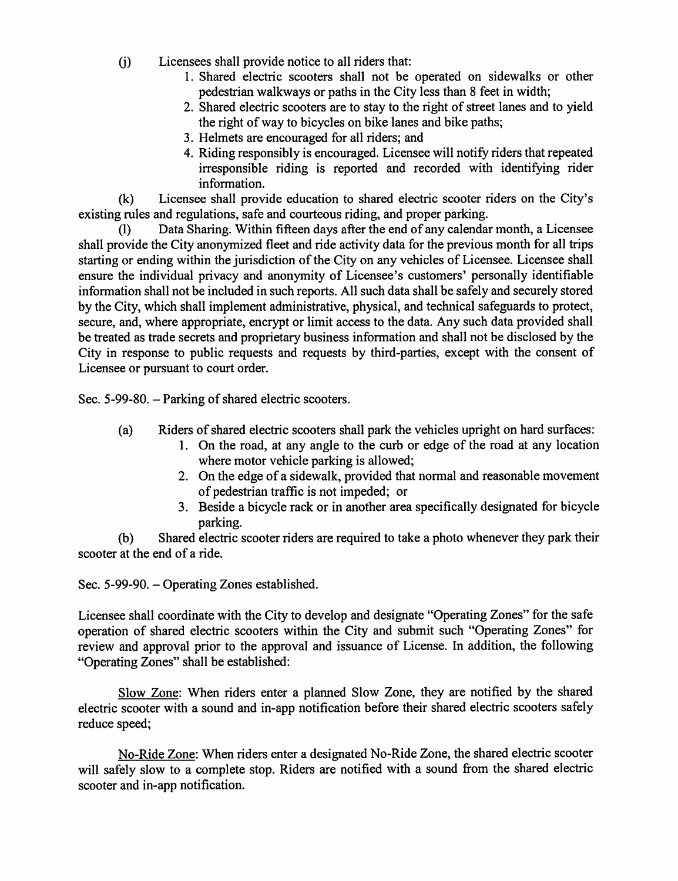(j) Licensees shall provide notice to all riders that:

1. Shared electric scooters shall not be operated on sidewalks or other pedestrian walkways or paths in the City less than 8 feet in width;
2. Shared electric scooters are to stay to the right of street lanes and to yield the right of way to bicycles on bike lanes and bike paths;
3. Helmets are encouraged for all riders; and
4. Riding responsibly is encouraged. Licensee will notify riders that repeated irresponsible riding is reported and recorded with identifying rider information.

(k) Licensee shall provide education to shared electric scooter riders on the City's existing rules and regulations, safe and courteous riding, and proper parking.

(l) Data Sharing. Within fifteen days after the end of any calendar month, a Licensee shall provide the City anonymized fleet and ride activity data for the previous month for all trips starting or ending within the jurisdiction of the City on any vehicles of Licensee. Licensee shall ensure the individual privacy and anonymity of Licensee's customers' personally identifiable information shall not be included in such reports. All such data shall be safely and securely stored by the City, which shall implement administrative, physical, and technical safeguards to protect, secure, and, where appropriate, encrypt or limit access to the data. Any such data provided shall be treated as trade secrets and proprietary business information and shall not be disclosed by the City in response to public requests and requests by third-parties, except with the consent of Licensee or pursuant to court order.

Sec. 5-99-80. – Parking of shared electric scooters.

(a) Riders of shared electric scooters shall park the vehicles upright on hard surfaces:

1. On the road, at any angle to the curb or edge of the road at any location where motor vehicle parking is allowed;
2. On the edge of a sidewalk, provided that normal and reasonable movement of pedestrian traffic is not impeded; or
3. Beside a bicycle rack or in another area specifically designated for bicycle parking.

(b) Shared electric scooter riders are required to take a photo whenever they park their scooter at the end of a ride.

Sec. 5-99-90. – Operating Zones established.

Licensee shall coordinate with the City to develop and designate "Operating Zones" for the safe operation of shared electric scooters within the City and submit such "Operating Zones" for review and approval prior to the approval and issuance of License. In addition, the following "Operating Zones" shall be established:

Slow Zone: When riders enter a planned Slow Zone, they are notified by the shared electric scooter with a sound and in-app notification before their shared electric scooters safely reduce speed;

No-Ride Zone: When riders enter a designated No-Ride Zone, the shared electric scooter will safely slow to a complete stop. Riders are notified with a sound from the shared electric scooter and in-app notification.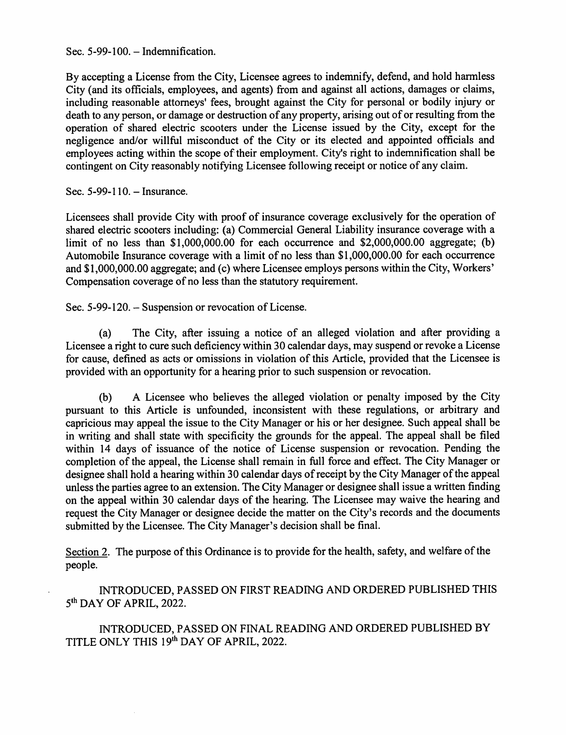Sec. 5-99-100. – Indemnification.

By accepting a License from the City, Licensee agrees to indemnify, defend, and hold harmless City (and its officials, employees, and agents) from and against all actions, damages or claims, including reasonable attorneys' fees, brought against the City for personal or bodily injury or death to any person, or damage or destruction of any property, arising out of or resulting from the operation of shared electric scooters under the License issued by the City, except for the negligence and/or willful misconduct of the City or its elected and appointed officials and employees acting within the scope of their employment. City's right to indemnification shall be contingent on City reasonably notifying Licensee following receipt or notice of any claim.

Sec. 5-99-110. – Insurance.

Licensees shall provide City with proof of insurance coverage exclusively for the operation of shared electric scooters including: (a) Commercial General Liability insurance coverage with a limit of no less than $1,000,000.00 for each occurrence and $2,000,000.00 aggregate; (b) Automobile Insurance coverage with a limit of no less than $1,000,000.00 for each occurrence and $1,000,000.00 aggregate; and (c) where Licensee employs persons within the City, Workers' Compensation coverage of no less than the statutory requirement.

Sec. 5-99-120. – Suspension or revocation of License.

(a) The City, after issuing a notice of an alleged violation and after providing a Licensee a right to cure such deficiency within 30 calendar days, may suspend or revoke a License for cause, defined as acts or omissions in violation of this Article, provided that the Licensee is provided with an opportunity for a hearing prior to such suspension or revocation.

(b) A Licensee who believes the alleged violation or penalty imposed by the City pursuant to this Article is unfounded, inconsistent with these regulations, or arbitrary and capricious may appeal the issue to the City Manager or his or her designee. Such appeal shall be in writing and shall state with specificity the grounds for the appeal. The appeal shall be filed within 14 days of issuance of the notice of License suspension or revocation. Pending the completion of the appeal, the License shall remain in full force and effect. The City Manager or designee shall hold a hearing within 30 calendar days of receipt by the City Manager of the appeal unless the parties agree to an extension. The City Manager or designee shall issue a written finding on the appeal within 30 calendar days of the hearing. The Licensee may waive the hearing and request the City Manager or designee decide the matter on the City's records and the documents submitted by the Licensee. The City Manager's decision shall be final.

Section 2. The purpose of this Ordinance is to provide for the health, safety, and welfare of the people.

INTRODUCED, PASSED ON FIRST READING AND ORDERED PUBLISHED THIS 5th DAY OF APRIL, 2022.

INTRODUCED, PASSED ON FINAL READING AND ORDERED PUBLISHED BY TITLE ONLY THIS 19th DAY OF APRIL, 2022.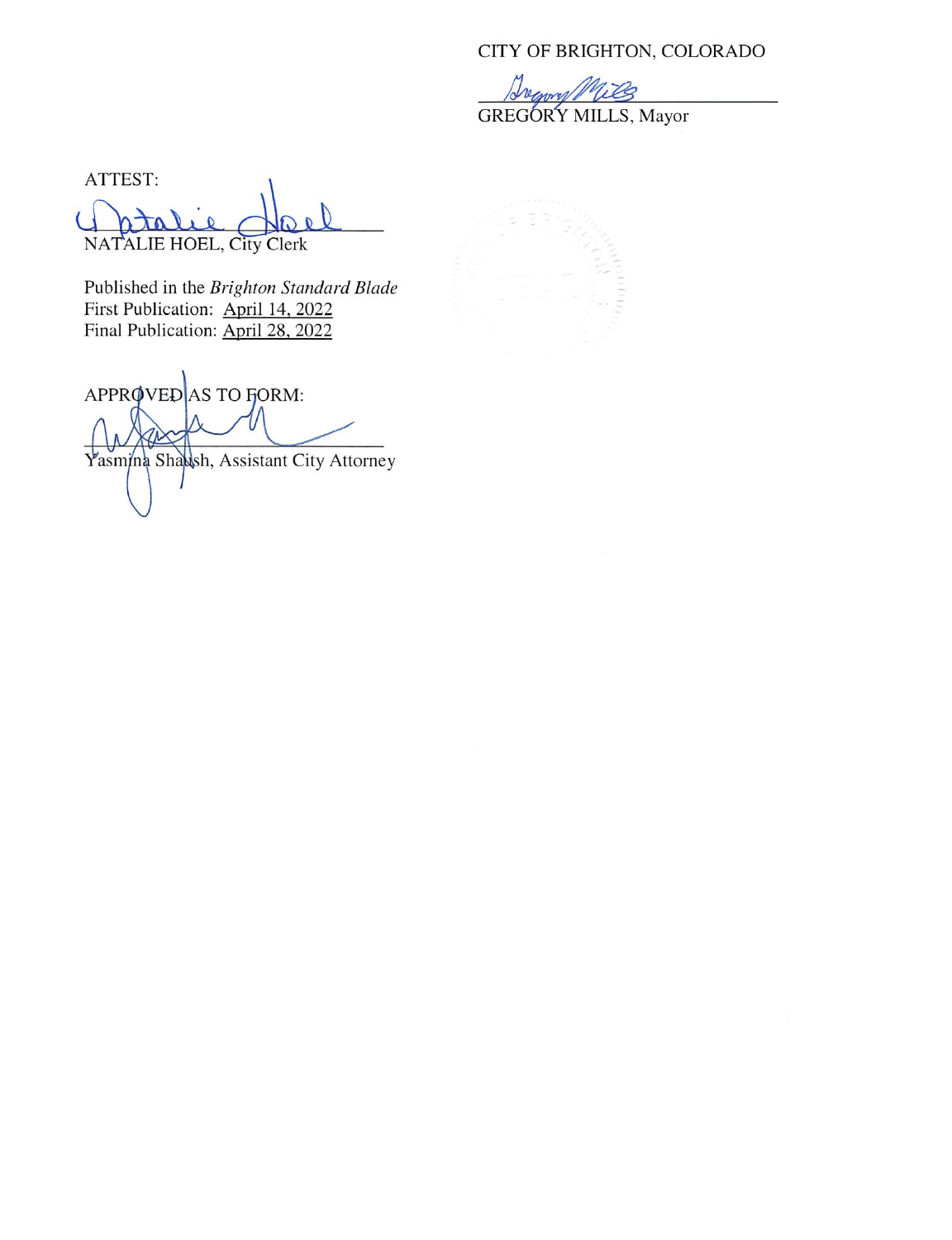CITY OF BRIGHTON, COLORADO

GREGORY MILLS, Mayor

ATTEST:

NATALIE HOEL, City Clerk

Published in the *Brighton Standard Blade*
First Publication: April 14, 2022
Final Publication: April 28, 2022

APPROVED AS TO FORM:

Yasmina Shaush, Assistant City Attorney